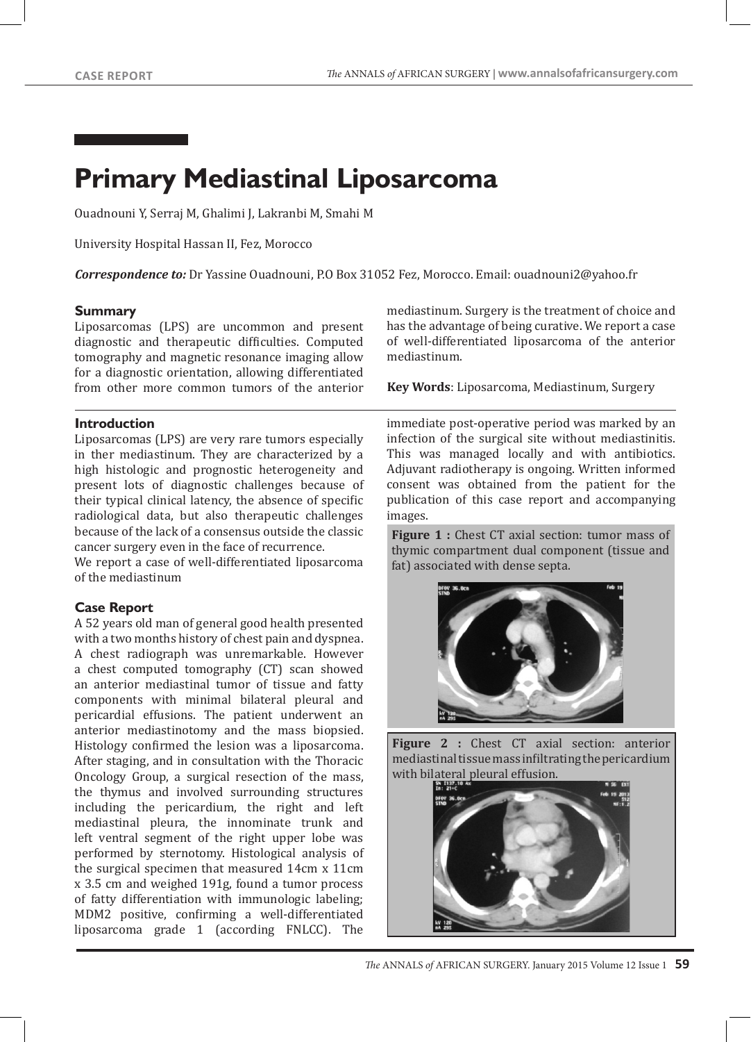CASE REPORT

# Primary Mediastinal Liposarcoma

Ouadnouni Y, Serraj M, Ghalimi J, Lakranbi M, Smahi M

University Hospital Hassan II, Fez, Morocco

***Correspondence to:*** Dr Yassine Ouadnouni, P.O Box 31052 Fez, Morocco. Email: ouadnouni2@yahoo.fr

## Summary

Liposarcomas (LPS) are uncommon and present diagnostic and therapeutic difficulties. Computed tomography and magnetic resonance imaging allow for a diagnostic orientation, allowing differentiated from other more common tumors of the anterior mediastinum. Surgery is the treatment of choice and has the advantage of being curative. We report a case of well-differentiated liposarcoma of the anterior mediastinum.

**Key Words**: Liposarcoma, Mediastinum, Surgery

## Introduction

Liposarcomas (LPS) are very rare tumors especially in ther mediastinum. They are characterized by a high histologic and prognostic heterogeneity and present lots of diagnostic challenges because of their typical clinical latency, the absence of specific radiological data, but also therapeutic challenges because of the lack of a consensus outside the classic cancer surgery even in the face of recurrence.

We report a case of well-differentiated liposarcoma of the mediastinum

## Case Report

A 52 years old man of general good health presented with a two months history of chest pain and dyspnea. A chest radiograph was unremarkable. However a chest computed tomography (CT) scan showed an anterior mediastinal tumor of tissue and fatty components with minimal bilateral pleural and pericardial effusions. The patient underwent an anterior mediastinotomy and the mass biopsied. Histology confirmed the lesion was a liposarcoma. After staging, and in consultation with the Thoracic Oncology Group, a surgical resection of the mass, the thymus and involved surrounding structures including the pericardium, the right and left mediastinal pleura, the innominate trunk and left ventral segment of the right upper lobe was performed by sternotomy. Histological analysis of the surgical specimen that measured 14cm x 11cm x 3.5 cm and weighed 191g, found a tumor process of fatty differentiation with immunologic labeling; MDM2 positive, confirming a well-differentiated liposarcoma grade 1 (according FNLCC). The immediate post-operative period was marked by an infection of the surgical site without mediastinitis. This was managed locally and with antibiotics. Adjuvant radiotherapy is ongoing. Written informed consent was obtained from the patient for the publication of this case report and accompanying images.

**Figure 1 :** Chest CT axial section: tumor mass of thymic compartment dual component (tissue and fat) associated with dense septa.

**Figure 2 :** Chest CT axial section: anterior mediastinal tissue mass infiltrating the pericardium with bilateral pleural effusion.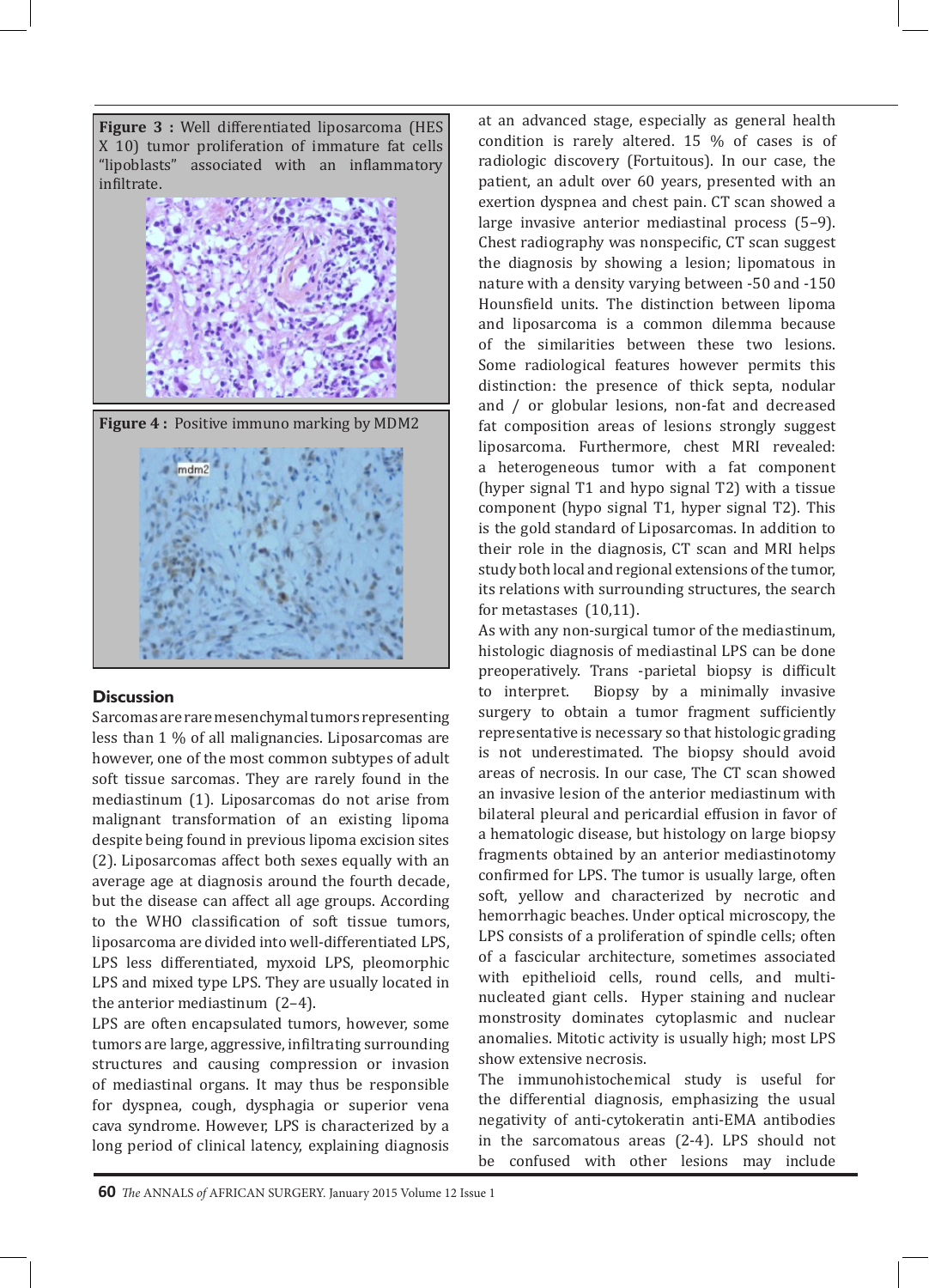**Figure 3 :** Well differentiated liposarcoma (HES X 10) tumor proliferation of immature fat cells "lipoblasts" associated with an inflammatory infiltrate.

**Figure 4 :** Positive immuno marking by MDM2

## Discussion

Sarcomas are rare mesenchymal tumors representing less than 1 % of all malignancies. Liposarcomas are however, one of the most common subtypes of adult soft tissue sarcomas. They are rarely found in the mediastinum (1). Liposarcomas do not arise from malignant transformation of an existing lipoma despite being found in previous lipoma excision sites (2). Liposarcomas affect both sexes equally with an average age at diagnosis around the fourth decade, but the disease can affect all age groups. According to the WHO classification of soft tissue tumors, liposarcoma are divided into well-differentiated LPS, LPS less differentiated, myxoid LPS, pleomorphic LPS and mixed type LPS. They are usually located in the anterior mediastinum (2–4).

LPS are often encapsulated tumors, however, some tumors are large, aggressive, infiltrating surrounding structures and causing compression or invasion of mediastinal organs. It may thus be responsible for dyspnea, cough, dysphagia or superior vena cava syndrome. However, LPS is characterized by a long period of clinical latency, explaining diagnosis at an advanced stage, especially as general health condition is rarely altered. 15 % of cases is of radiologic discovery (Fortuitous). In our case, the patient, an adult over 60 years, presented with an exertion dyspnea and chest pain. CT scan showed a large invasive anterior mediastinal process (5–9). Chest radiography was nonspecific, CT scan suggest the diagnosis by showing a lesion; lipomatous in nature with a density varying between -50 and -150 Hounsfield units. The distinction between lipoma and liposarcoma is a common dilemma because of the similarities between these two lesions. Some radiological features however permits this distinction: the presence of thick septa, nodular and / or globular lesions, non-fat and decreased fat composition areas of lesions strongly suggest liposarcoma. Furthermore, chest MRI revealed: a heterogeneous tumor with a fat component (hyper signal T1 and hypo signal T2) with a tissue component (hypo signal T1, hyper signal T2). This is the gold standard of Liposarcomas. In addition to their role in the diagnosis, CT scan and MRI helps study both local and regional extensions of the tumor, its relations with surrounding structures, the search for metastases (10,11).

As with any non-surgical tumor of the mediastinum, histologic diagnosis of mediastinal LPS can be done preoperatively. Trans -parietal biopsy is difficult to interpret. Biopsy by a minimally invasive surgery to obtain a tumor fragment sufficiently representative is necessary so that histologic grading is not underestimated. The biopsy should avoid areas of necrosis. In our case, The CT scan showed an invasive lesion of the anterior mediastinum with bilateral pleural and pericardial effusion in favor of a hematologic disease, but histology on large biopsy fragments obtained by an anterior mediastinotomy confirmed for LPS. The tumor is usually large, often soft, yellow and characterized by necrotic and hemorrhagic beaches. Under optical microscopy, the LPS consists of a proliferation of spindle cells; often of a fascicular architecture, sometimes associated with epithelioid cells, round cells, and multi-nucleated giant cells. Hyper staining and nuclear monstrosity dominates cytoplasmic and nuclear anomalies. Mitotic activity is usually high; most LPS show extensive necrosis.

The immunohistochemical study is useful for the differential diagnosis, emphasizing the usual negativity of anti-cytokeratin anti-EMA antibodies in the sarcomatous areas (2-4). LPS should not be confused with other lesions may include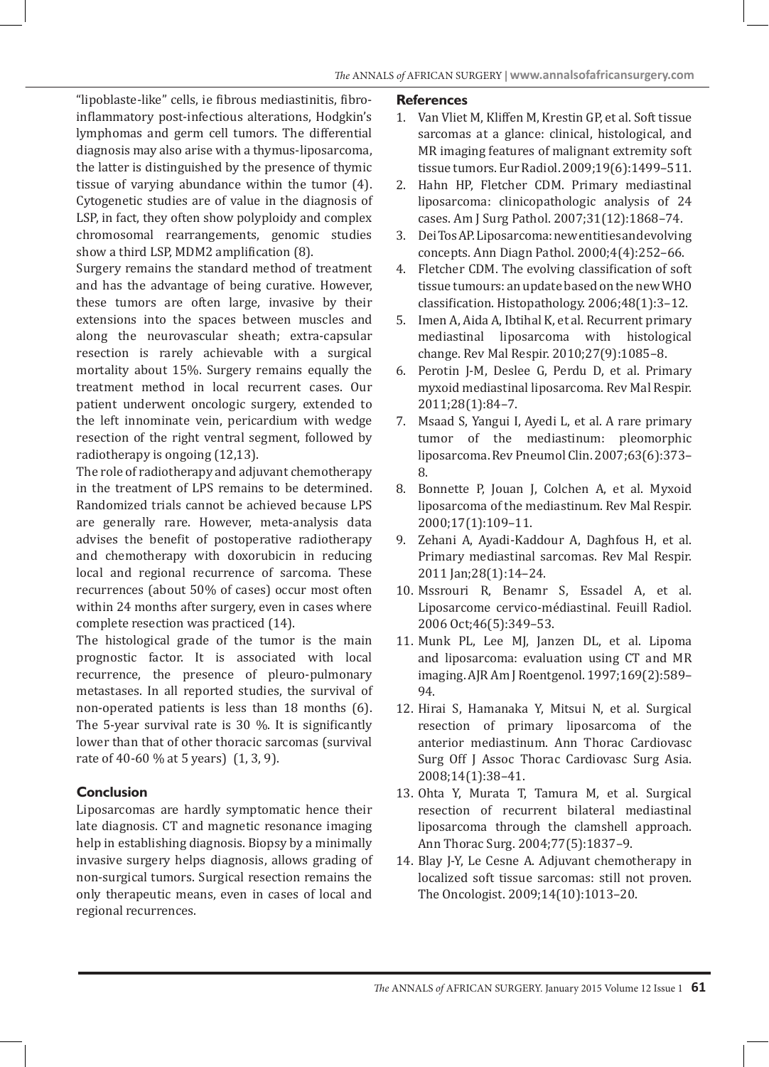"lipoblaste-like" cells, ie fibrous mediastinitis, fibro-inflammatory post-infectious alterations, Hodgkin's lymphomas and germ cell tumors. The differential diagnosis may also arise with a thymus-liposarcoma, the latter is distinguished by the presence of thymic tissue of varying abundance within the tumor (4). Cytogenetic studies are of value in the diagnosis of LSP, in fact, they often show polyploidy and complex chromosomal rearrangements, genomic studies show a third LSP, MDM2 amplification (8).

Surgery remains the standard method of treatment and has the advantage of being curative. However, these tumors are often large, invasive by their extensions into the spaces between muscles and along the neurovascular sheath; extra-capsular resection is rarely achievable with a surgical mortality about 15%. Surgery remains equally the treatment method in local recurrent cases. Our patient underwent oncologic surgery, extended to the left innominate vein, pericardium with wedge resection of the right ventral segment, followed by radiotherapy is ongoing (12,13).

The role of radiotherapy and adjuvant chemotherapy in the treatment of LPS remains to be determined. Randomized trials cannot be achieved because LPS are generally rare. However, meta-analysis data advises the benefit of postoperative radiotherapy and chemotherapy with doxorubicin in reducing local and regional recurrence of sarcoma. These recurrences (about 50% of cases) occur most often within 24 months after surgery, even in cases where complete resection was practiced (14).

The histological grade of the tumor is the main prognostic factor. It is associated with local recurrence, the presence of pleuro-pulmonary metastases. In all reported studies, the survival of non-operated patients is less than 18 months (6). The 5-year survival rate is 30 %. It is significantly lower than that of other thoracic sarcomas (survival rate of 40-60 % at 5 years) (1, 3, 9).

## Conclusion

Liposarcomas are hardly symptomatic hence their late diagnosis. CT and magnetic resonance imaging help in establishing diagnosis. Biopsy by a minimally invasive surgery helps diagnosis, allows grading of non-surgical tumors. Surgical resection remains the only therapeutic means, even in cases of local and regional recurrences.

## References

1. Van Vliet M, Kliffen M, Krestin GP, et al. Soft tissue sarcomas at a glance: clinical, histological, and MR imaging features of malignant extremity soft tissue tumors. Eur Radiol. 2009;19(6):1499–511.
2. Hahn HP, Fletcher CDM. Primary mediastinal liposarcoma: clinicopathologic analysis of 24 cases. Am J Surg Pathol. 2007;31(12):1868–74.
3. Dei Tos AP. Liposarcoma: new entities and evolving concepts. Ann Diagn Pathol. 2000;4(4):252–66.
4. Fletcher CDM. The evolving classification of soft tissue tumours: an update based on the new WHO classification. Histopathology. 2006;48(1):3–12.
5. Imen A, Aida A, Ibtihal K, et al. Recurrent primary mediastinal liposarcoma with histological change. Rev Mal Respir. 2010;27(9):1085–8.
6. Perotin J-M, Deslee G, Perdu D, et al. Primary myxoid mediastinal liposarcoma. Rev Mal Respir. 2011;28(1):84–7.
7. Msaad S, Yangui I, Ayedi L, et al. A rare primary tumor of the mediastinum: pleomorphic liposarcoma. Rev Pneumol Clin. 2007;63(6):373–8.
8. Bonnette P, Jouan J, Colchen A, et al. Myxoid liposarcoma of the mediastinum. Rev Mal Respir. 2000;17(1):109–11.
9. Zehani A, Ayadi-Kaddour A, Daghfous H, et al. Primary mediastinal sarcomas. Rev Mal Respir. 2011 Jan;28(1):14–24.
10. Mssrouri R, Benamr S, Essadel A, et al. Liposarcome cervico-médiastinal. Feuill Radiol. 2006 Oct;46(5):349–53.
11. Munk PL, Lee MJ, Janzen DL, et al. Lipoma and liposarcoma: evaluation using CT and MR imaging. AJR Am J Roentgenol. 1997;169(2):589–94.
12. Hirai S, Hamanaka Y, Mitsui N, et al. Surgical resection of primary liposarcoma of the anterior mediastinum. Ann Thorac Cardiovasc Surg Off J Assoc Thorac Cardiovasc Surg Asia. 2008;14(1):38–41.
13. Ohta Y, Murata T, Tamura M, et al. Surgical resection of recurrent bilateral mediastinal liposarcoma through the clamshell approach. Ann Thorac Surg. 2004;77(5):1837–9.
14. Blay J-Y, Le Cesne A. Adjuvant chemotherapy in localized soft tissue sarcomas: still not proven. The Oncologist. 2009;14(10):1013–20.